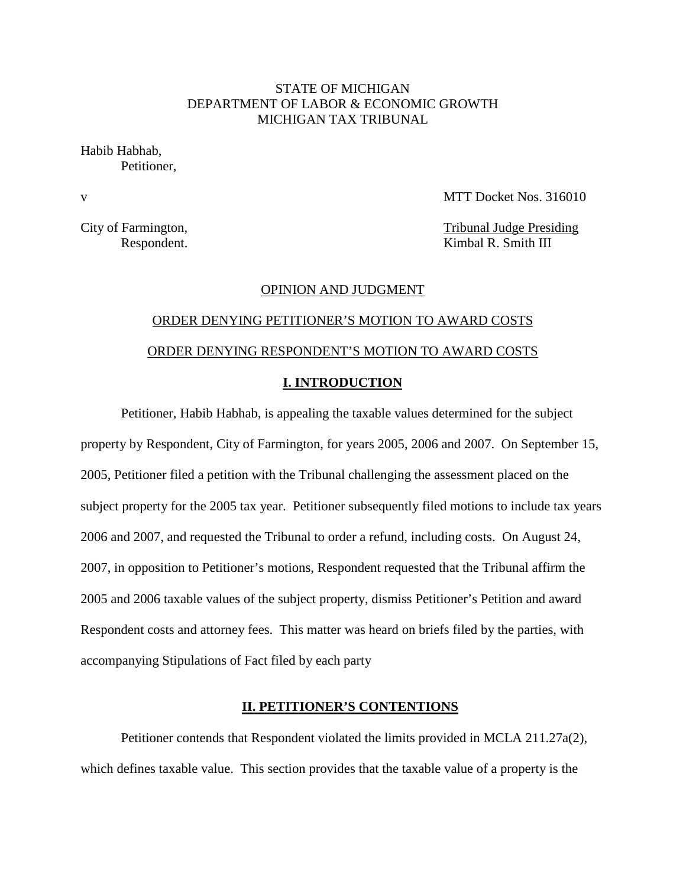STATE OF MICHIGAN
DEPARTMENT OF LABOR & ECONOMIC GROWTH
MICHIGAN TAX TRIBUNAL

Habib Habhab,
Petitioner,

v MTT Docket Nos. 316010

City of Farmington, Tribunal Judge Presiding
Respondent. Kimbal R. Smith III

OPINION AND JUDGMENT

ORDER DENYING PETITIONER'S MOTION TO AWARD COSTS

ORDER DENYING RESPONDENT'S MOTION TO AWARD COSTS

## I. INTRODUCTION

Petitioner, Habib Habhab, is appealing the taxable values determined for the subject property by Respondent, City of Farmington, for years 2005, 2006 and 2007. On September 15, 2005, Petitioner filed a petition with the Tribunal challenging the assessment placed on the subject property for the 2005 tax year. Petitioner subsequently filed motions to include tax years 2006 and 2007, and requested the Tribunal to order a refund, including costs. On August 24, 2007, in opposition to Petitioner's motions, Respondent requested that the Tribunal affirm the 2005 and 2006 taxable values of the subject property, dismiss Petitioner's Petition and award Respondent costs and attorney fees. This matter was heard on briefs filed by the parties, with accompanying Stipulations of Fact filed by each party

## II. PETITIONER'S CONTENTIONS

Petitioner contends that Respondent violated the limits provided in MCLA 211.27a(2), which defines taxable value. This section provides that the taxable value of a property is the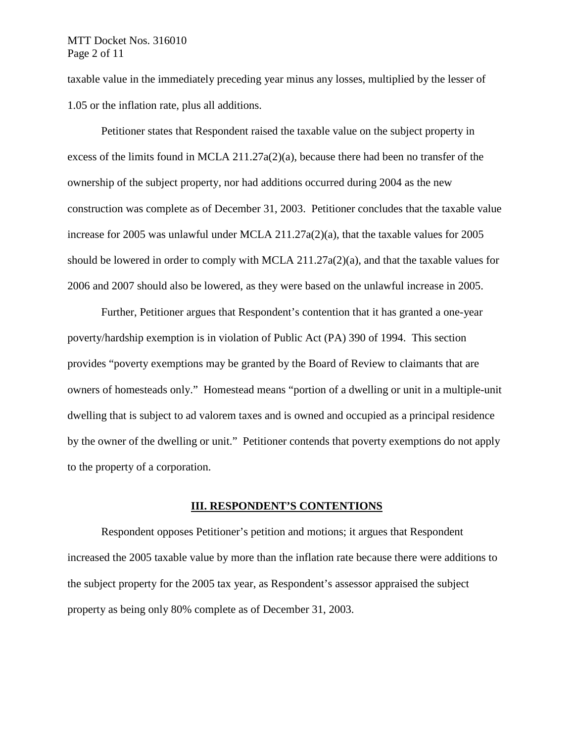taxable value in the immediately preceding year minus any losses, multiplied by the lesser of 1.05 or the inflation rate, plus all additions.

Petitioner states that Respondent raised the taxable value on the subject property in excess of the limits found in MCLA 211.27a(2)(a), because there had been no transfer of the ownership of the subject property, nor had additions occurred during 2004 as the new construction was complete as of December 31, 2003. Petitioner concludes that the taxable value increase for 2005 was unlawful under MCLA 211.27a(2)(a), that the taxable values for 2005 should be lowered in order to comply with MCLA 211.27a(2)(a), and that the taxable values for 2006 and 2007 should also be lowered, as they were based on the unlawful increase in 2005.

Further, Petitioner argues that Respondent's contention that it has granted a one-year poverty/hardship exemption is in violation of Public Act (PA) 390 of 1994. This section provides "poverty exemptions may be granted by the Board of Review to claimants that are owners of homesteads only." Homestead means "portion of a dwelling or unit in a multiple-unit dwelling that is subject to ad valorem taxes and is owned and occupied as a principal residence by the owner of the dwelling or unit." Petitioner contends that poverty exemptions do not apply to the property of a corporation.

## III. RESPONDENT'S CONTENTIONS

Respondent opposes Petitioner's petition and motions; it argues that Respondent increased the 2005 taxable value by more than the inflation rate because there were additions to the subject property for the 2005 tax year, as Respondent's assessor appraised the subject property as being only 80% complete as of December 31, 2003.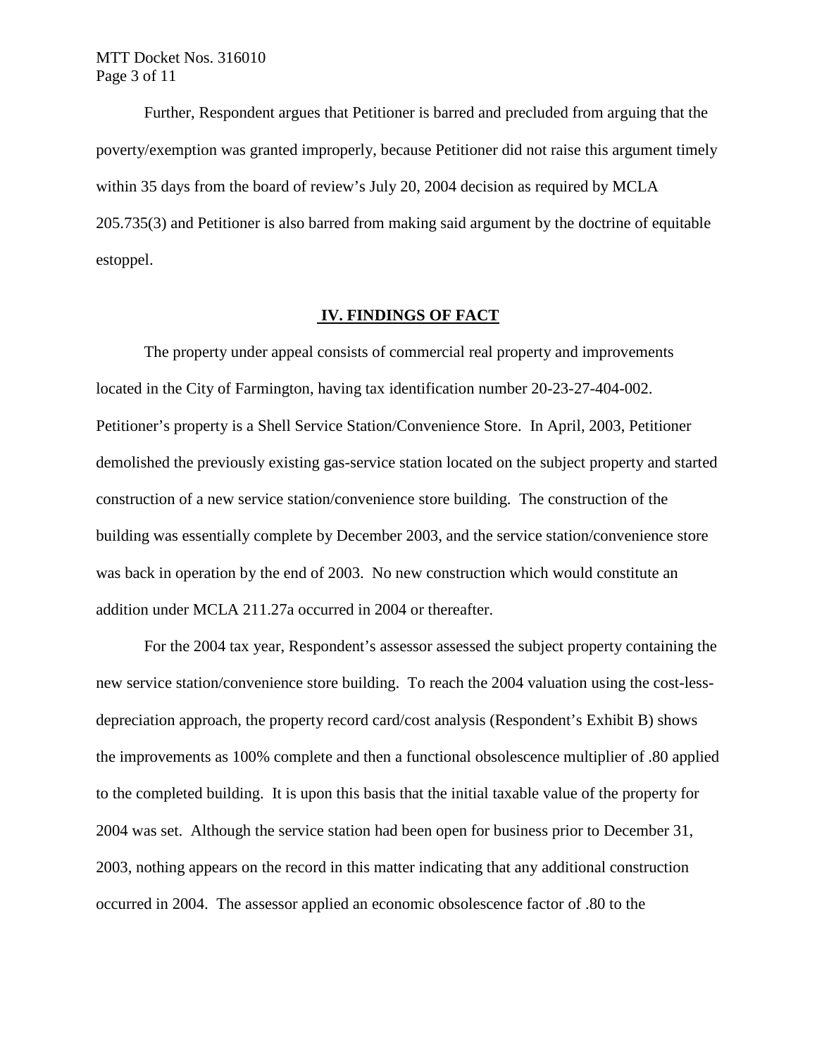Further, Respondent argues that Petitioner is barred and precluded from arguing that the poverty/exemption was granted improperly, because Petitioner did not raise this argument timely within 35 days from the board of review's July 20, 2004 decision as required by MCLA 205.735(3) and Petitioner is also barred from making said argument by the doctrine of equitable estoppel.

## IV. FINDINGS OF FACT

The property under appeal consists of commercial real property and improvements located in the City of Farmington, having tax identification number 20-23-27-404-002. Petitioner's property is a Shell Service Station/Convenience Store. In April, 2003, Petitioner demolished the previously existing gas-service station located on the subject property and started construction of a new service station/convenience store building. The construction of the building was essentially complete by December 2003, and the service station/convenience store was back in operation by the end of 2003. No new construction which would constitute an addition under MCLA 211.27a occurred in 2004 or thereafter.

For the 2004 tax year, Respondent's assessor assessed the subject property containing the new service station/convenience store building. To reach the 2004 valuation using the cost-less-depreciation approach, the property record card/cost analysis (Respondent's Exhibit B) shows the improvements as 100% complete and then a functional obsolescence multiplier of .80 applied to the completed building. It is upon this basis that the initial taxable value of the property for 2004 was set. Although the service station had been open for business prior to December 31, 2003, nothing appears on the record in this matter indicating that any additional construction occurred in 2004. The assessor applied an economic obsolescence factor of .80 to the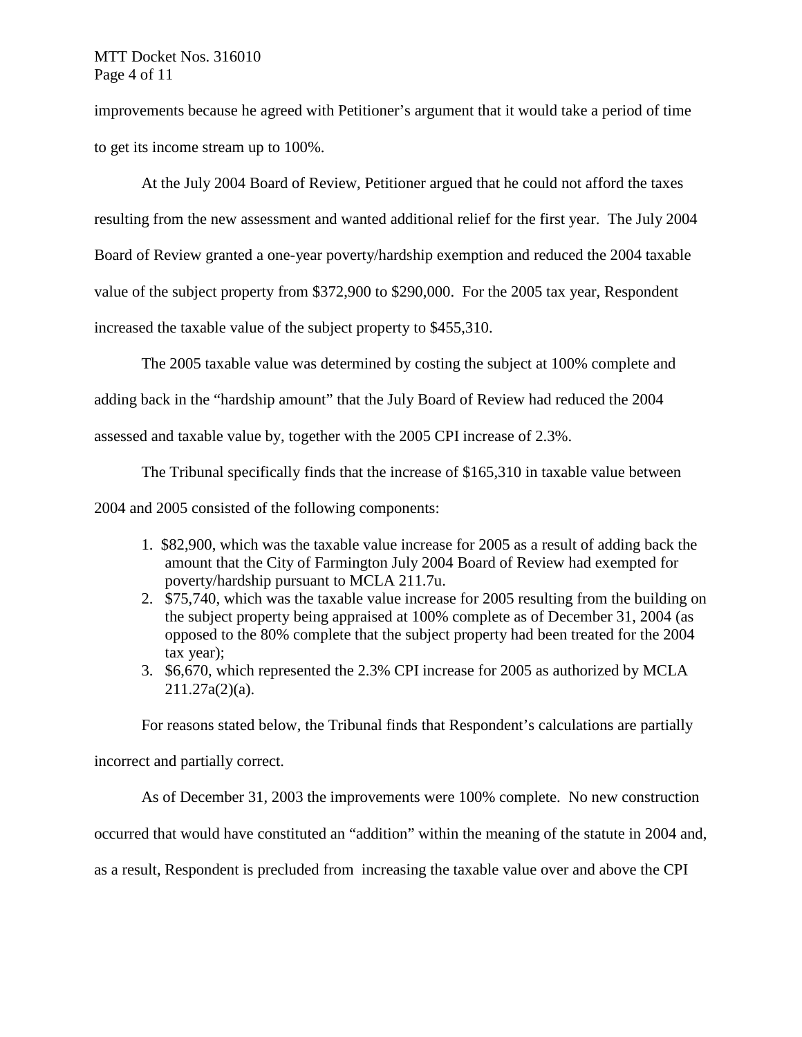improvements because he agreed with Petitioner's argument that it would take a period of time to get its income stream up to 100%.

At the July 2004 Board of Review, Petitioner argued that he could not afford the taxes resulting from the new assessment and wanted additional relief for the first year. The July 2004 Board of Review granted a one-year poverty/hardship exemption and reduced the 2004 taxable value of the subject property from $372,900 to $290,000. For the 2005 tax year, Respondent increased the taxable value of the subject property to $455,310.

The 2005 taxable value was determined by costing the subject at 100% complete and adding back in the "hardship amount" that the July Board of Review had reduced the 2004 assessed and taxable value by, together with the 2005 CPI increase of 2.3%.

The Tribunal specifically finds that the increase of $165,310 in taxable value between 2004 and 2005 consisted of the following components:

1. $82,900, which was the taxable value increase for 2005 as a result of adding back the amount that the City of Farmington July 2004 Board of Review had exempted for poverty/hardship pursuant to MCLA 211.7u.
2. $75,740, which was the taxable value increase for 2005 resulting from the building on the subject property being appraised at 100% complete as of December 31, 2004 (as opposed to the 80% complete that the subject property had been treated for the 2004 tax year);
3. $6,670, which represented the 2.3% CPI increase for 2005 as authorized by MCLA 211.27a(2)(a).

For reasons stated below, the Tribunal finds that Respondent's calculations are partially incorrect and partially correct.

As of December 31, 2003 the improvements were 100% complete. No new construction occurred that would have constituted an "addition" within the meaning of the statute in 2004 and, as a result, Respondent is precluded from increasing the taxable value over and above the CPI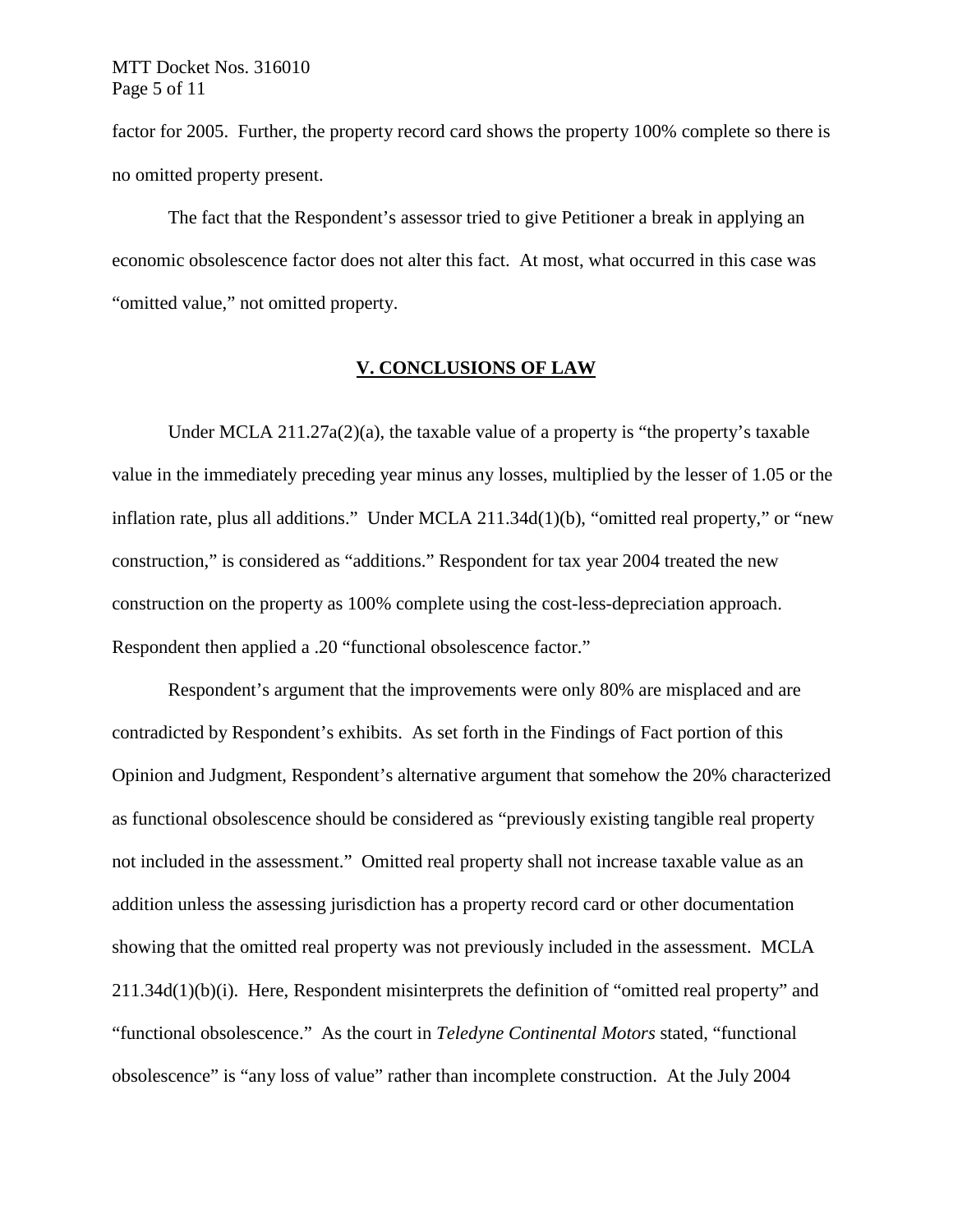factor for 2005. Further, the property record card shows the property 100% complete so there is no omitted property present.

The fact that the Respondent's assessor tried to give Petitioner a break in applying an economic obsolescence factor does not alter this fact. At most, what occurred in this case was "omitted value," not omitted property.

## V. CONCLUSIONS OF LAW

Under MCLA 211.27a(2)(a), the taxable value of a property is "the property's taxable value in the immediately preceding year minus any losses, multiplied by the lesser of 1.05 or the inflation rate, plus all additions." Under MCLA 211.34d(1)(b), "omitted real property," or "new construction," is considered as "additions." Respondent for tax year 2004 treated the new construction on the property as 100% complete using the cost-less-depreciation approach. Respondent then applied a .20 "functional obsolescence factor."

Respondent's argument that the improvements were only 80% are misplaced and are contradicted by Respondent's exhibits. As set forth in the Findings of Fact portion of this Opinion and Judgment, Respondent's alternative argument that somehow the 20% characterized as functional obsolescence should be considered as "previously existing tangible real property not included in the assessment." Omitted real property shall not increase taxable value as an addition unless the assessing jurisdiction has a property record card or other documentation showing that the omitted real property was not previously included in the assessment. MCLA 211.34d(1)(b)(i). Here, Respondent misinterprets the definition of "omitted real property" and "functional obsolescence." As the court in *Teledyne Continental Motors* stated, "functional obsolescence" is "any loss of value" rather than incomplete construction. At the July 2004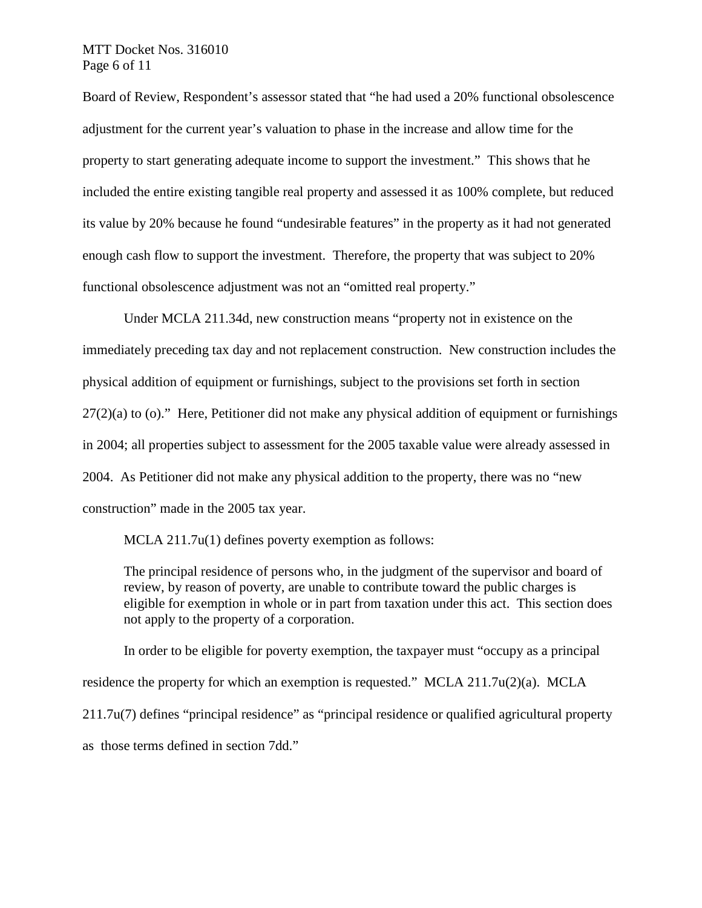Board of Review, Respondent's assessor stated that "he had used a 20% functional obsolescence adjustment for the current year's valuation to phase in the increase and allow time for the property to start generating adequate income to support the investment." This shows that he included the entire existing tangible real property and assessed it as 100% complete, but reduced its value by 20% because he found "undesirable features" in the property as it had not generated enough cash flow to support the investment. Therefore, the property that was subject to 20% functional obsolescence adjustment was not an "omitted real property."

Under MCLA 211.34d, new construction means "property not in existence on the immediately preceding tax day and not replacement construction. New construction includes the physical addition of equipment or furnishings, subject to the provisions set forth in section 27(2)(a) to (o)." Here, Petitioner did not make any physical addition of equipment or furnishings in 2004; all properties subject to assessment for the 2005 taxable value were already assessed in 2004. As Petitioner did not make any physical addition to the property, there was no "new construction" made in the 2005 tax year.

MCLA 211.7u(1) defines poverty exemption as follows:

> The principal residence of persons who, in the judgment of the supervisor and board of review, by reason of poverty, are unable to contribute toward the public charges is eligible for exemption in whole or in part from taxation under this act. This section does not apply to the property of a corporation.

In order to be eligible for poverty exemption, the taxpayer must "occupy as a principal residence the property for which an exemption is requested." MCLA 211.7u(2)(a). MCLA 211.7u(7) defines "principal residence" as "principal residence or qualified agricultural property as those terms defined in section 7dd."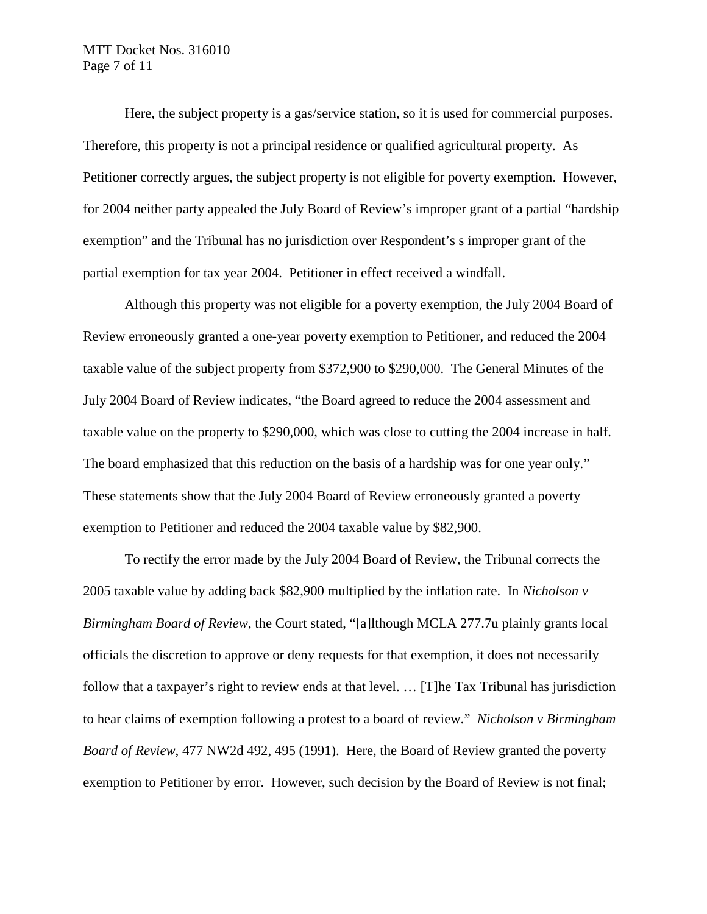Here, the subject property is a gas/service station, so it is used for commercial purposes. Therefore, this property is not a principal residence or qualified agricultural property. As Petitioner correctly argues, the subject property is not eligible for poverty exemption. However, for 2004 neither party appealed the July Board of Review's improper grant of a partial "hardship exemption" and the Tribunal has no jurisdiction over Respondent's s improper grant of the partial exemption for tax year 2004. Petitioner in effect received a windfall.

Although this property was not eligible for a poverty exemption, the July 2004 Board of Review erroneously granted a one-year poverty exemption to Petitioner, and reduced the 2004 taxable value of the subject property from $372,900 to $290,000. The General Minutes of the July 2004 Board of Review indicates, "the Board agreed to reduce the 2004 assessment and taxable value on the property to $290,000, which was close to cutting the 2004 increase in half. The board emphasized that this reduction on the basis of a hardship was for one year only." These statements show that the July 2004 Board of Review erroneously granted a poverty exemption to Petitioner and reduced the 2004 taxable value by $82,900.

To rectify the error made by the July 2004 Board of Review, the Tribunal corrects the 2005 taxable value by adding back $82,900 multiplied by the inflation rate. In *Nicholson v Birmingham Board of Review*, the Court stated, "[a]lthough MCLA 277.7u plainly grants local officials the discretion to approve or deny requests for that exemption, it does not necessarily follow that a taxpayer's right to review ends at that level. … [T]he Tax Tribunal has jurisdiction to hear claims of exemption following a protest to a board of review." *Nicholson v Birmingham Board of Review*, 477 NW2d 492, 495 (1991). Here, the Board of Review granted the poverty exemption to Petitioner by error. However, such decision by the Board of Review is not final;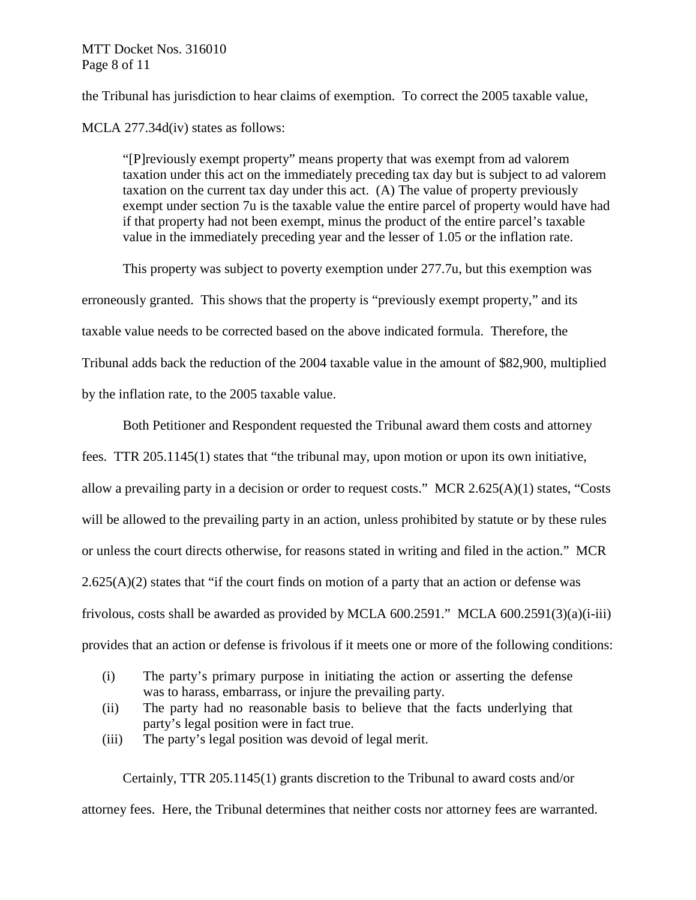the Tribunal has jurisdiction to hear claims of exemption. To correct the 2005 taxable value, MCLA 277.34d(iv) states as follows:

> "[P]reviously exempt property" means property that was exempt from ad valorem taxation under this act on the immediately preceding tax day but is subject to ad valorem taxation on the current tax day under this act. (A) The value of property previously exempt under section 7u is the taxable value the entire parcel of property would have had if that property had not been exempt, minus the product of the entire parcel's taxable value in the immediately preceding year and the lesser of 1.05 or the inflation rate.

This property was subject to poverty exemption under 277.7u, but this exemption was erroneously granted. This shows that the property is "previously exempt property," and its taxable value needs to be corrected based on the above indicated formula. Therefore, the Tribunal adds back the reduction of the 2004 taxable value in the amount of $82,900, multiplied by the inflation rate, to the 2005 taxable value.

Both Petitioner and Respondent requested the Tribunal award them costs and attorney fees. TTR 205.1145(1) states that "the tribunal may, upon motion or upon its own initiative, allow a prevailing party in a decision or order to request costs." MCR 2.625(A)(1) states, "Costs will be allowed to the prevailing party in an action, unless prohibited by statute or by these rules or unless the court directs otherwise, for reasons stated in writing and filed in the action." MCR 2.625(A)(2) states that "if the court finds on motion of a party that an action or defense was frivolous, costs shall be awarded as provided by MCLA 600.2591." MCLA 600.2591(3)(a)(i-iii) provides that an action or defense is frivolous if it meets one or more of the following conditions:

> (i) The party's primary purpose in initiating the action or asserting the defense was to harass, embarrass, or injure the prevailing party.
> (ii) The party had no reasonable basis to believe that the facts underlying that party's legal position were in fact true.
> (iii) The party's legal position was devoid of legal merit.

Certainly, TTR 205.1145(1) grants discretion to the Tribunal to award costs and/or attorney fees. Here, the Tribunal determines that neither costs nor attorney fees are warranted.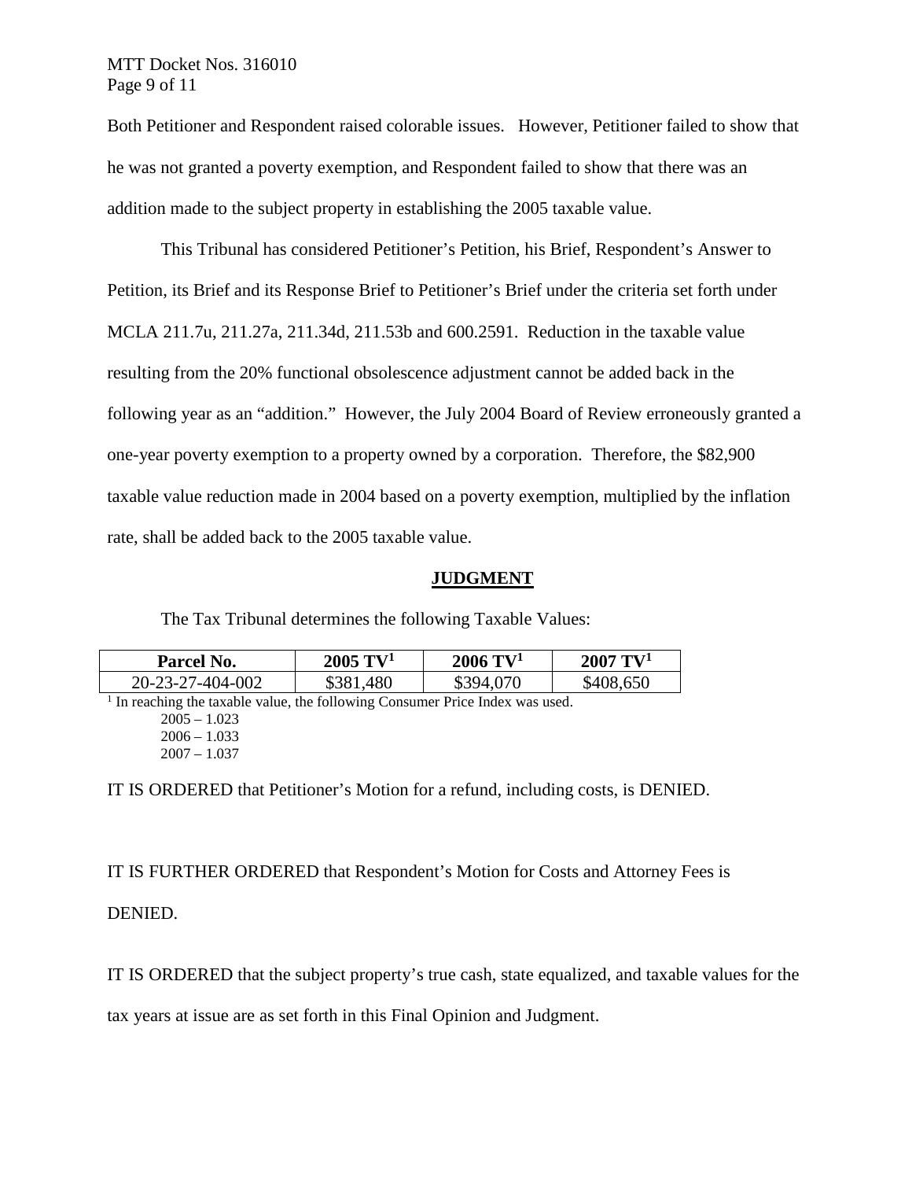Both Petitioner and Respondent raised colorable issues. However, Petitioner failed to show that he was not granted a poverty exemption, and Respondent failed to show that there was an addition made to the subject property in establishing the 2005 taxable value.

This Tribunal has considered Petitioner's Petition, his Brief, Respondent's Answer to Petition, its Brief and its Response Brief to Petitioner's Brief under the criteria set forth under MCLA 211.7u, 211.27a, 211.34d, 211.53b and 600.2591. Reduction in the taxable value resulting from the 20% functional obsolescence adjustment cannot be added back in the following year as an "addition." However, the July 2004 Board of Review erroneously granted a one-year poverty exemption to a property owned by a corporation. Therefore, the $82,900 taxable value reduction made in 2004 based on a poverty exemption, multiplied by the inflation rate, shall be added back to the 2005 taxable value.

## JUDGMENT

The Tax Tribunal determines the following Taxable Values:

| Parcel No. | 2005 TV[1] | 2006 TV[1] | 2007 TV[1] |
|---|---|---|---|
| 20-23-27-404-002 | $381,480 | $394,070 | $408,650 |

[1] In reaching the taxable value, the following Consumer Price Index was used.
2005 – 1.023
2006 – 1.033
2007 – 1.037

IT IS ORDERED that Petitioner's Motion for a refund, including costs, is DENIED.

IT IS FURTHER ORDERED that Respondent's Motion for Costs and Attorney Fees is DENIED.

IT IS ORDERED that the subject property's true cash, state equalized, and taxable values for the tax years at issue are as set forth in this Final Opinion and Judgment.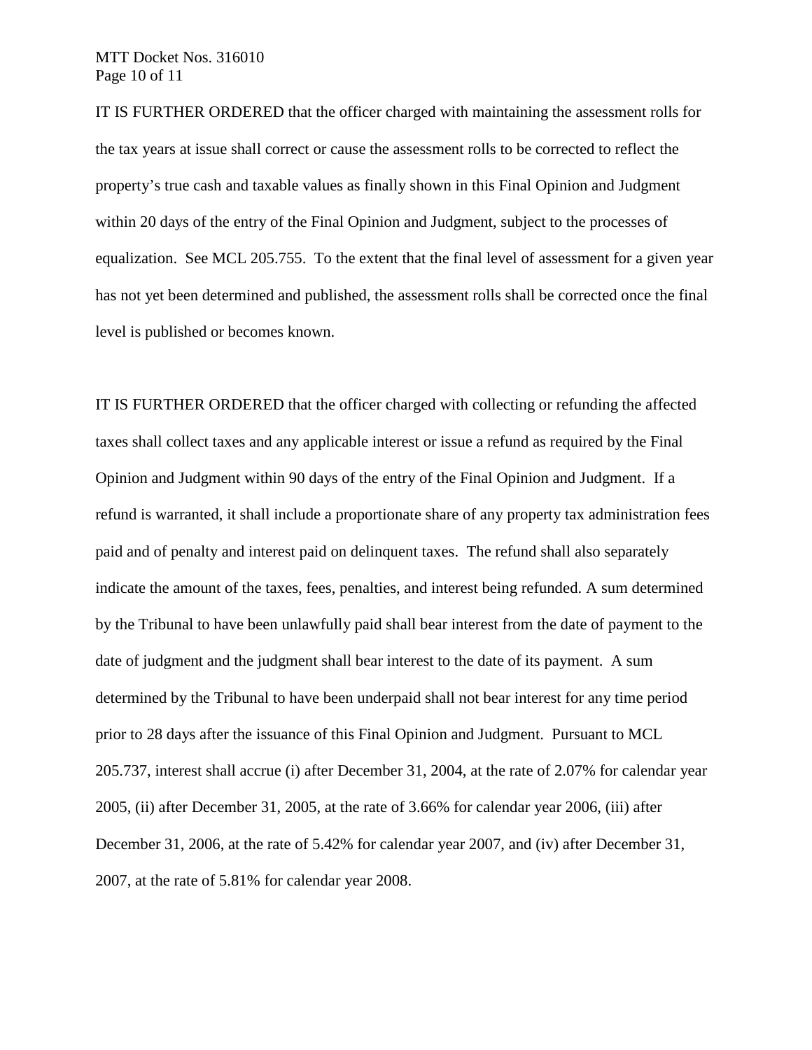IT IS FURTHER ORDERED that the officer charged with maintaining the assessment rolls for the tax years at issue shall correct or cause the assessment rolls to be corrected to reflect the property's true cash and taxable values as finally shown in this Final Opinion and Judgment within 20 days of the entry of the Final Opinion and Judgment, subject to the processes of equalization. See MCL 205.755. To the extent that the final level of assessment for a given year has not yet been determined and published, the assessment rolls shall be corrected once the final level is published or becomes known.

IT IS FURTHER ORDERED that the officer charged with collecting or refunding the affected taxes shall collect taxes and any applicable interest or issue a refund as required by the Final Opinion and Judgment within 90 days of the entry of the Final Opinion and Judgment. If a refund is warranted, it shall include a proportionate share of any property tax administration fees paid and of penalty and interest paid on delinquent taxes. The refund shall also separately indicate the amount of the taxes, fees, penalties, and interest being refunded. A sum determined by the Tribunal to have been unlawfully paid shall bear interest from the date of payment to the date of judgment and the judgment shall bear interest to the date of its payment. A sum determined by the Tribunal to have been underpaid shall not bear interest for any time period prior to 28 days after the issuance of this Final Opinion and Judgment. Pursuant to MCL 205.737, interest shall accrue (i) after December 31, 2004, at the rate of 2.07% for calendar year 2005, (ii) after December 31, 2005, at the rate of 3.66% for calendar year 2006, (iii) after December 31, 2006, at the rate of 5.42% for calendar year 2007, and (iv) after December 31, 2007, at the rate of 5.81% for calendar year 2008.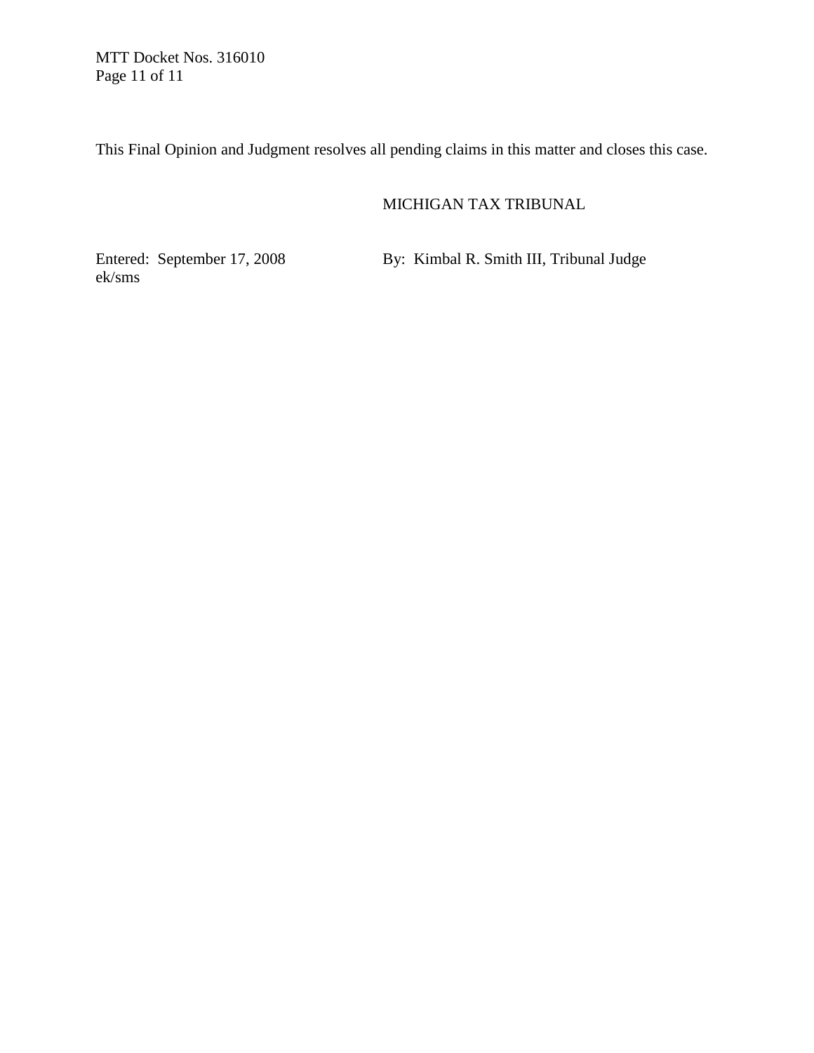This Final Opinion and Judgment resolves all pending claims in this matter and closes this case.

MICHIGAN TAX TRIBUNAL

Entered: September 17, 2008

ek/sms

By: Kimbal R. Smith III, Tribunal Judge